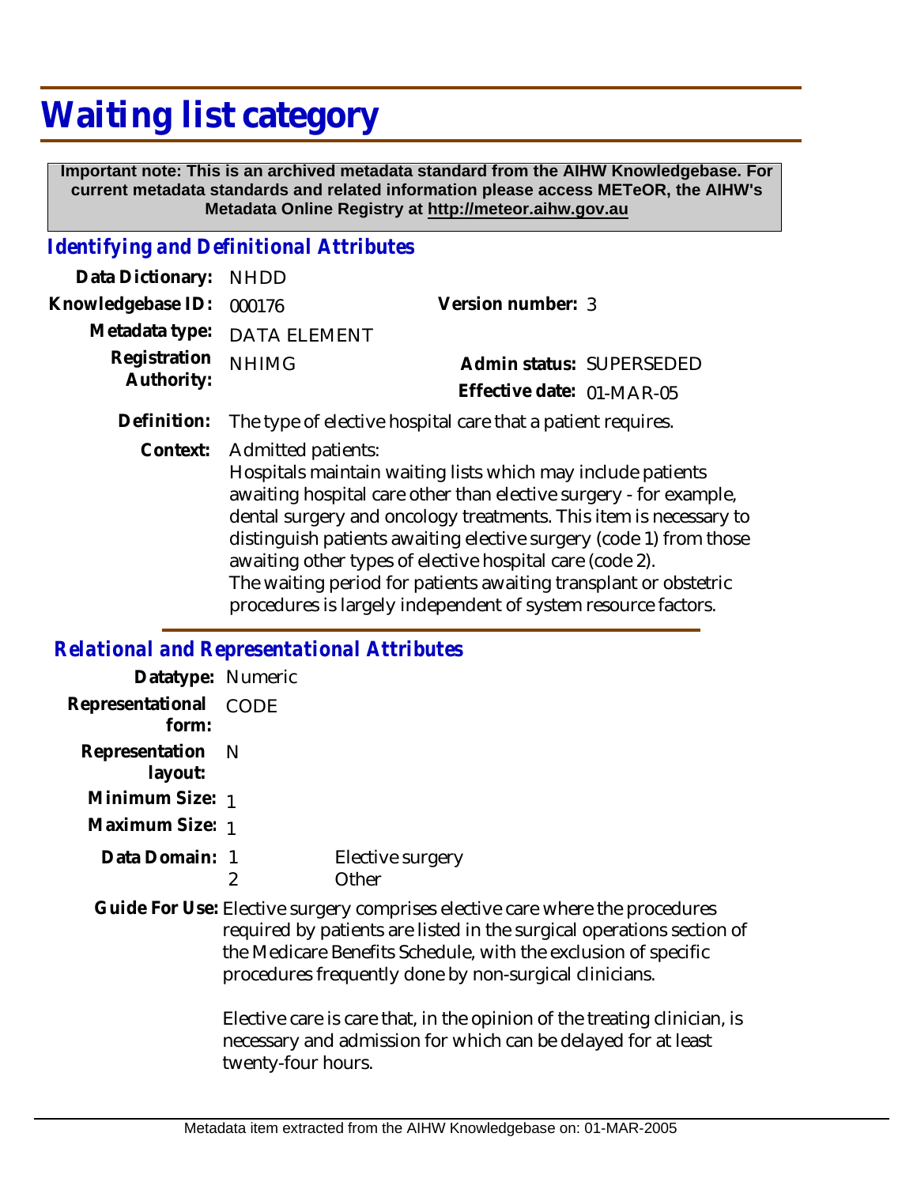# Waiting list category

**Important note: This is an archived metadata standard from the AIHW Knowledgebase. For current metadata standards and related information please access METeOR, the AIHW's Metadata Online Registry at http://meteor.aihw.gov.au**

## *Identifying and Definitional Attributes*

**Data Dictionary:** NHDD

**Knowledgebase ID:** 000176

**Version number:** 3

**Metadata type:** DATA ELEMENT

**Registration Authority:** NHIMG

**Admin status:** SUPERSEDED

**Effective date:** 01-MAR-05

**Definition:** The type of elective hospital care that a patient requires.

**Context:** Admitted patients:
Hospitals maintain waiting lists which may include patients awaiting hospital care other than elective surgery - for example, dental surgery and oncology treatments. This item is necessary to distinguish patients awaiting elective surgery (code 1) from those awaiting other types of elective hospital care (code 2).
The waiting period for patients awaiting transplant or obstetric procedures is largely independent of system resource factors.

## *Relational and Representational Attributes*

**Datatype:** Numeric

**Representational form:** CODE

**Representation layout:** N

**Minimum Size:** 1

**Maximum Size:** 1

**Data Domain:**

| Code | Description |
|---|---|
| 1 | Elective surgery |
| 2 | Other |

**Guide For Use:** Elective surgery comprises elective care where the procedures required by patients are listed in the surgical operations section of the Medicare Benefits Schedule, with the exclusion of specific procedures frequently done by non-surgical clinicians.

Elective care is care that, in the opinion of the treating clinician, is necessary and admission for which can be delayed for at least twenty-four hours.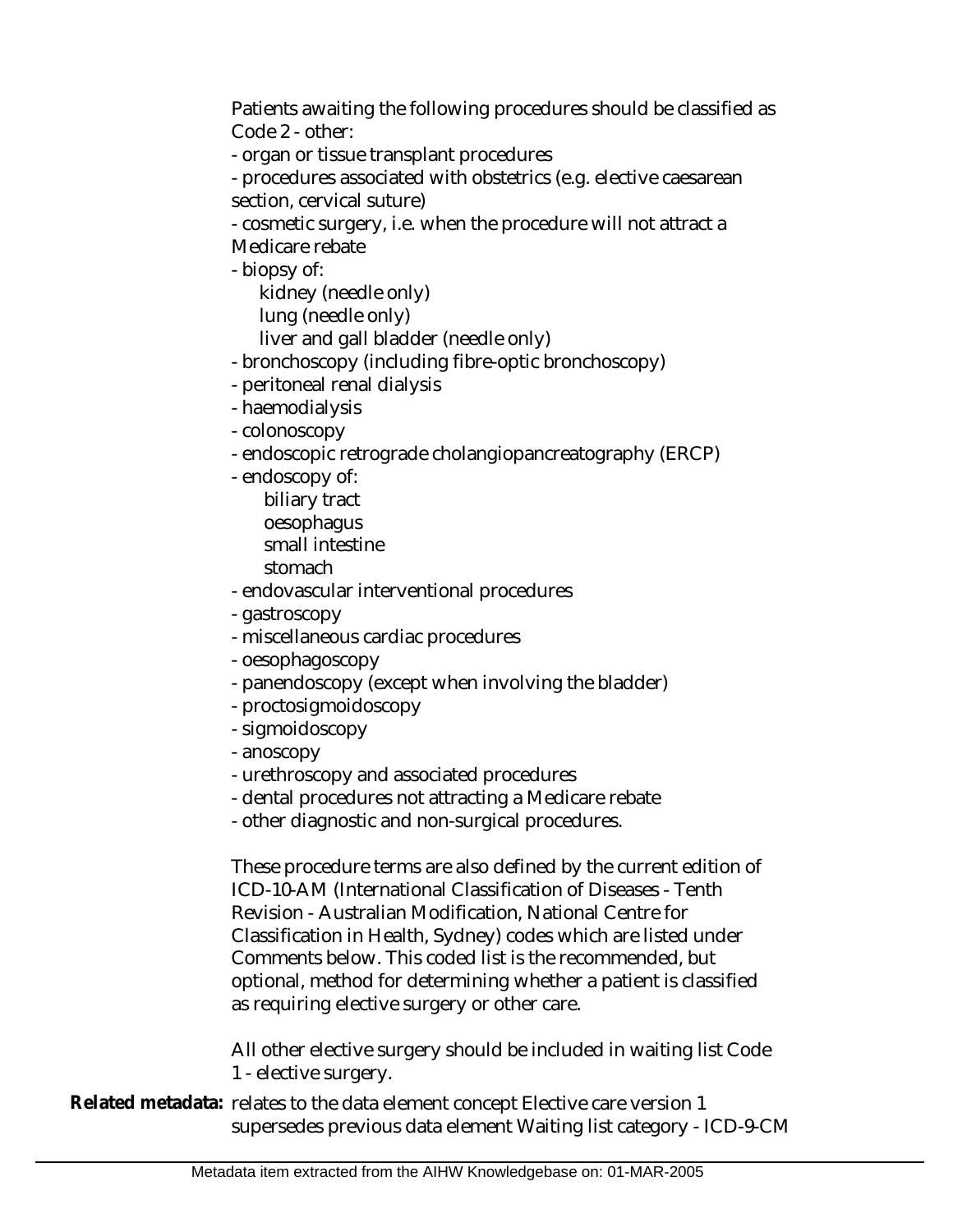Patients awaiting the following procedures should be classified as Code 2 - other:

- organ or tissue transplant procedures
- procedures associated with obstetrics (e.g. elective caesarean section, cervical suture)
- cosmetic surgery, i.e. when the procedure will not attract a Medicare rebate
- biopsy of:
  - kidney (needle only)
  - lung (needle only)
  - liver and gall bladder (needle only)
- bronchoscopy (including fibre-optic bronchoscopy)
- peritoneal renal dialysis
- haemodialysis
- colonoscopy
- endoscopic retrograde cholangiopancreatography (ERCP)
- endoscopy of:
  - biliary tract
  - oesophagus
  - small intestine
  - stomach
- endovascular interventional procedures
- gastroscopy
- miscellaneous cardiac procedures
- oesophagoscopy
- panendoscopy (except when involving the bladder)
- proctosigmoidoscopy
- sigmoidoscopy
- anoscopy
- urethroscopy and associated procedures
- dental procedures not attracting a Medicare rebate
- other diagnostic and non-surgical procedures.

These procedure terms are also defined by the current edition of ICD-10-AM (International Classification of Diseases - Tenth Revision - Australian Modification, National Centre for Classification in Health, Sydney) codes which are listed under Comments below. This coded list is the recommended, but optional, method for determining whether a patient is classified as requiring elective surgery or other care.

All other elective surgery should be included in waiting list Code 1 - elective surgery.

**Related metadata:** relates to the data element concept Elective care version 1
supersedes previous data element Waiting list category - ICD-9-CM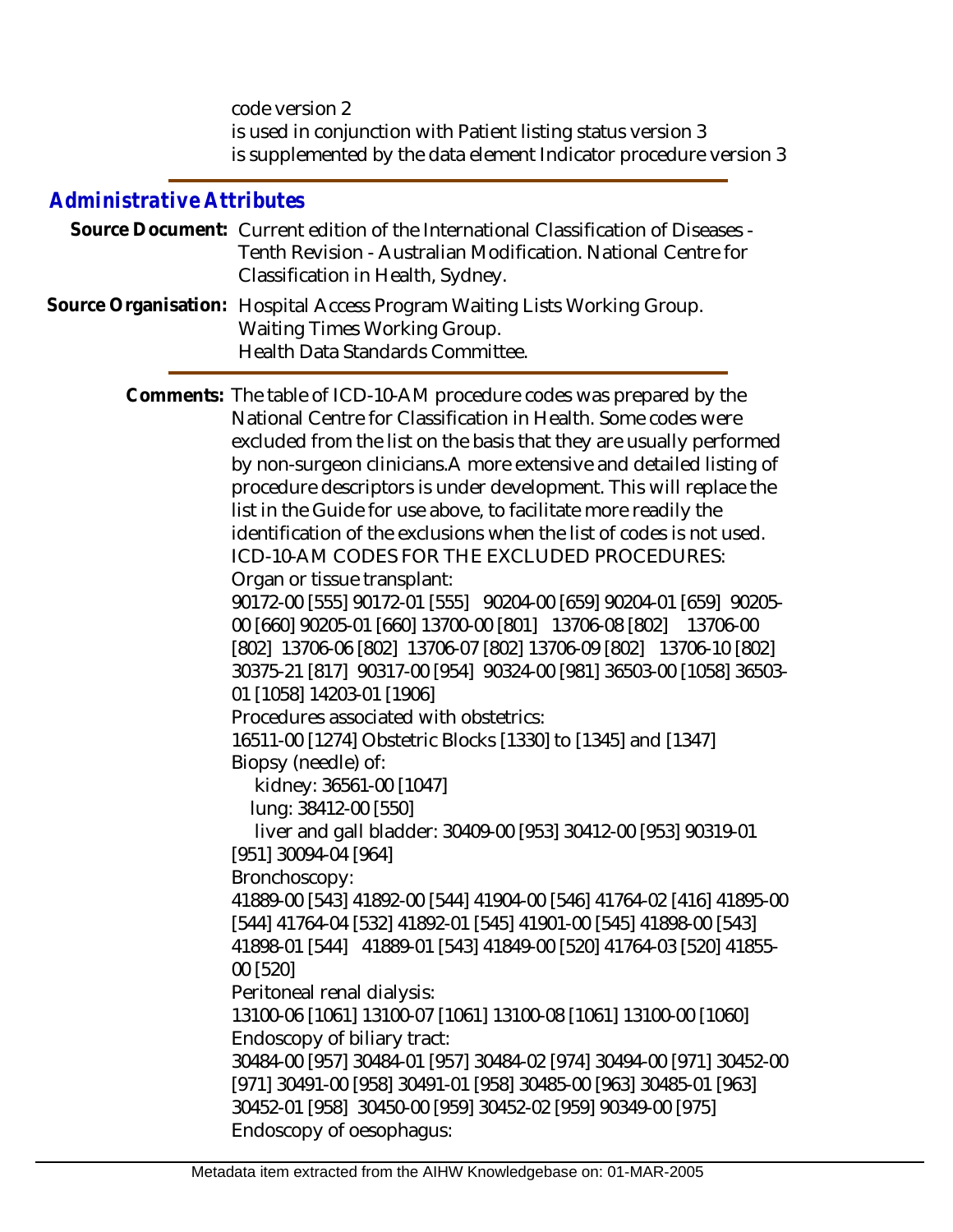code version 2
is used in conjunction with Patient listing status version 3
is supplemented by the data element Indicator procedure version 3

## Administrative Attributes

**Source Document:** Current edition of the International Classification of Diseases - Tenth Revision - Australian Modification. National Centre for Classification in Health, Sydney.

**Source Organisation:** Hospital Access Program Waiting Lists Working Group.
Waiting Times Working Group.
Health Data Standards Committee.

**Comments:** The table of ICD-10-AM procedure codes was prepared by the National Centre for Classification in Health. Some codes were excluded from the list on the basis that they are usually performed by non-surgeon clinicians.A more extensive and detailed listing of procedure descriptors is under development. This will replace the list in the Guide for use above, to facilitate more readily the identification of the exclusions when the list of codes is not used.
ICD-10-AM CODES FOR THE EXCLUDED PROCEDURES:
Organ or tissue transplant:
90172-00 [555] 90172-01 [555] 90204-00 [659] 90204-01 [659] 90205-00 [660] 90205-01 [660] 13700-00 [801] 13706-08 [802] 13706-00 [802] 13706-06 [802] 13706-07 [802] 13706-09 [802] 13706-10 [802] 30375-21 [817] 90317-00 [954] 90324-00 [981] 36503-00 [1058] 36503-01 [1058] 14203-01 [1906]
Procedures associated with obstetrics:
16511-00 [1274] Obstetric Blocks [1330] to [1345] and [1347]
Biopsy (needle) of:
kidney: 36561-00 [1047]
lung: 38412-00 [550]
liver and gall bladder: 30409-00 [953] 30412-00 [953] 90319-01 [951] 30094-04 [964]
Bronchoscopy:
41889-00 [543] 41892-00 [544] 41904-00 [546] 41764-02 [416] 41895-00 [544] 41764-04 [532] 41892-01 [545] 41901-00 [545] 41898-00 [543] 41898-01 [544] 41889-01 [543] 41849-00 [520] 41764-03 [520] 41855-00 [520]
Peritoneal renal dialysis:
13100-06 [1061] 13100-07 [1061] 13100-08 [1061] 13100-00 [1060]
Endoscopy of biliary tract:
30484-00 [957] 30484-01 [957] 30484-02 [974] 30494-00 [971] 30452-00 [971] 30491-00 [958] 30491-01 [958] 30485-00 [963] 30485-01 [963] 30452-01 [958] 30450-00 [959] 30452-02 [959] 90349-00 [975]
Endoscopy of oesophagus: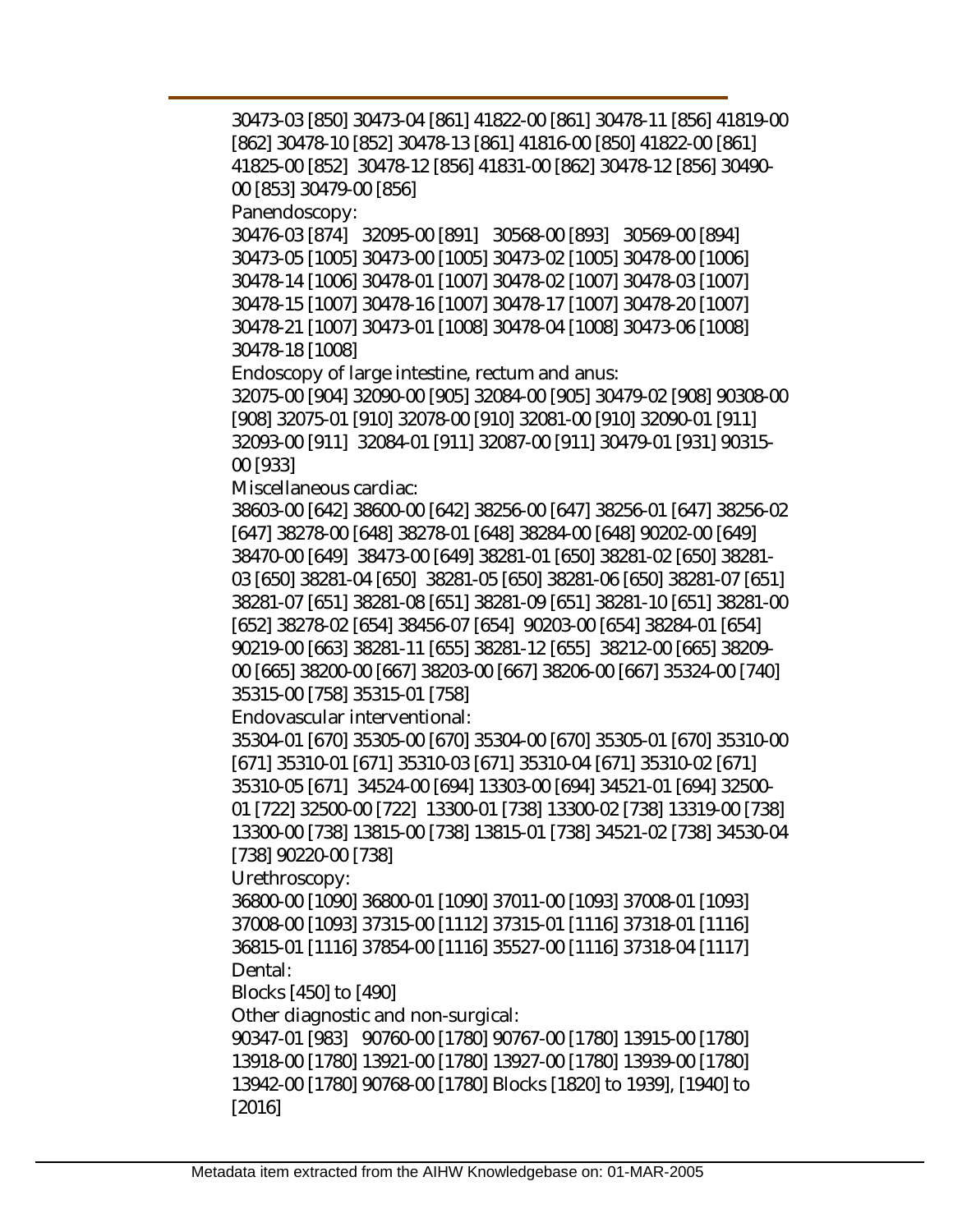30473-03 [850] 30473-04 [861] 41822-00 [861] 30478-11 [856] 41819-00 [862] 30478-10 [852] 30478-13 [861] 41816-00 [850] 41822-00 [861] 41825-00 [852] 30478-12 [856] 41831-00 [862] 30478-12 [856] 30490-00 [853] 30479-00 [856]

Panendoscopy:

30476-03 [874] 32095-00 [891] 30568-00 [893] 30569-00 [894] 30473-05 [1005] 30473-00 [1005] 30473-02 [1005] 30478-00 [1006] 30478-14 [1006] 30478-01 [1007] 30478-02 [1007] 30478-03 [1007] 30478-15 [1007] 30478-16 [1007] 30478-17 [1007] 30478-20 [1007] 30478-21 [1007] 30473-01 [1008] 30478-04 [1008] 30473-06 [1008] 30478-18 [1008]

Endoscopy of large intestine, rectum and anus:

32075-00 [904] 32090-00 [905] 32084-00 [905] 30479-02 [908] 90308-00 [908] 32075-01 [910] 32078-00 [910] 32081-00 [910] 32090-01 [911] 32093-00 [911] 32084-01 [911] 32087-00 [911] 30479-01 [931] 90315-00 [933]

Miscellaneous cardiac:

38603-00 [642] 38600-00 [642] 38256-00 [647] 38256-01 [647] 38256-02 [647] 38278-00 [648] 38278-01 [648] 38284-00 [648] 90202-00 [649] 38470-00 [649] 38473-00 [649] 38281-01 [650] 38281-02 [650] 38281-03 [650] 38281-04 [650] 38281-05 [650] 38281-06 [650] 38281-07 [651] 38281-07 [651] 38281-08 [651] 38281-09 [651] 38281-10 [651] 38281-00 [652] 38278-02 [654] 38456-07 [654] 90203-00 [654] 38284-01 [654] 90219-00 [663] 38281-11 [655] 38281-12 [655] 38212-00 [665] 38209-00 [665] 38200-00 [667] 38203-00 [667] 38206-00 [667] 35324-00 [740] 35315-00 [758] 35315-01 [758]

Endovascular interventional:

35304-01 [670] 35305-00 [670] 35304-00 [670] 35305-01 [670] 35310-00 [671] 35310-01 [671] 35310-03 [671] 35310-04 [671] 35310-02 [671] 35310-05 [671] 34524-00 [694] 13303-00 [694] 34521-01 [694] 32500-01 [722] 32500-00 [722] 13300-01 [738] 13300-02 [738] 13319-00 [738] 13300-00 [738] 13815-00 [738] 13815-01 [738] 34521-02 [738] 34530-04 [738] 90220-00 [738]

Urethroscopy:

36800-00 [1090] 36800-01 [1090] 37011-00 [1093] 37008-01 [1093] 37008-00 [1093] 37315-00 [1112] 37315-01 [1116] 37318-01 [1116] 36815-01 [1116] 37854-00 [1116] 35527-00 [1116] 37318-04 [1117]

Dental:

Blocks [450] to [490]

Other diagnostic and non-surgical:

90347-01 [983] 90760-00 [1780] 90767-00 [1780] 13915-00 [1780] 13918-00 [1780] 13921-00 [1780] 13927-00 [1780] 13939-00 [1780] 13942-00 [1780] 90768-00 [1780] Blocks [1820] to 1939], [1940] to [2016]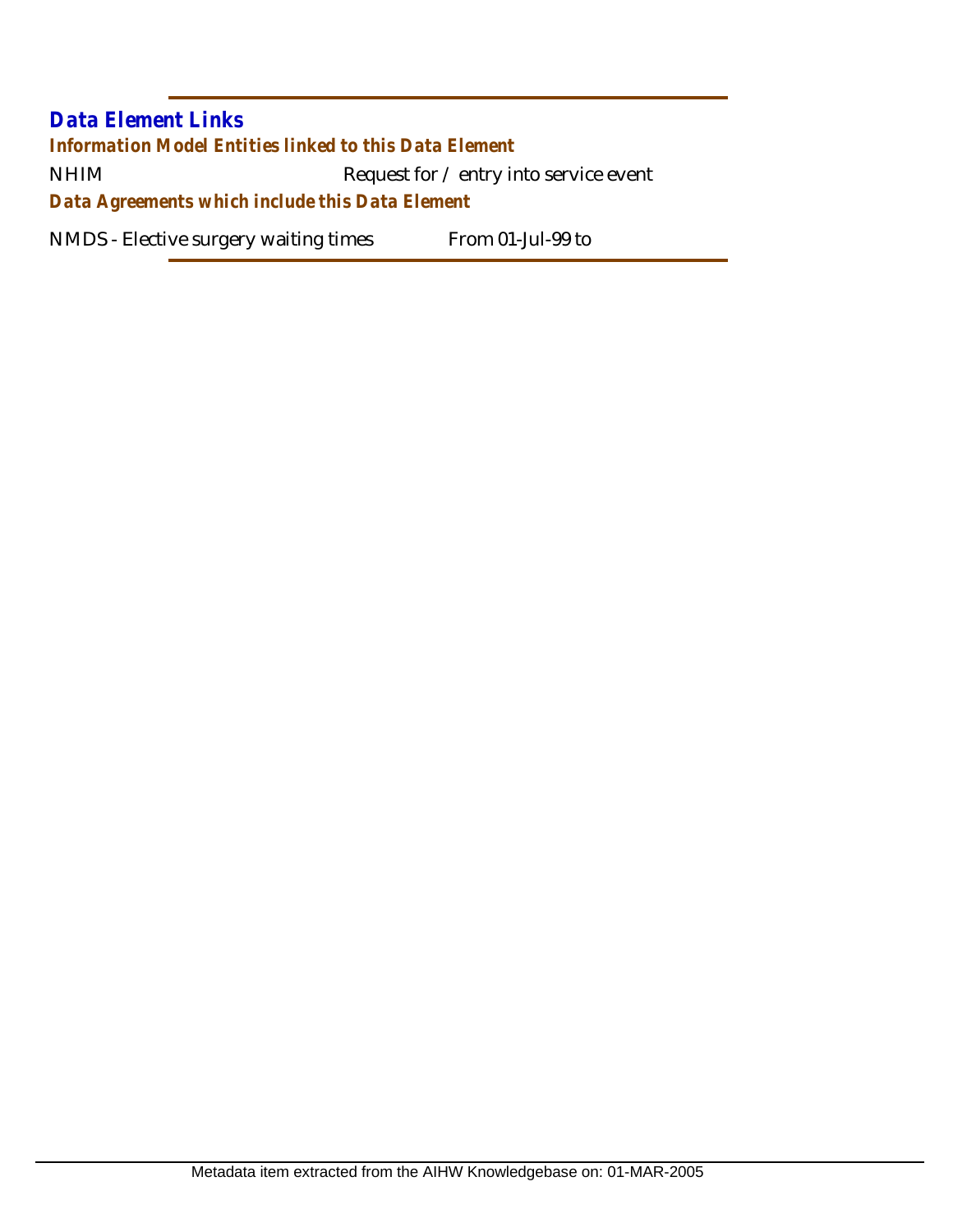## Data Element Links

### *Information Model Entities linked to this Data Element*

NHIM — Request for / entry into service event

### *Data Agreements which include this Data Element*

NMDS - Elective surgery waiting times — From 01-Jul-99 to

Metadata item extracted from the AIHW Knowledgebase on: 01-MAR-2005